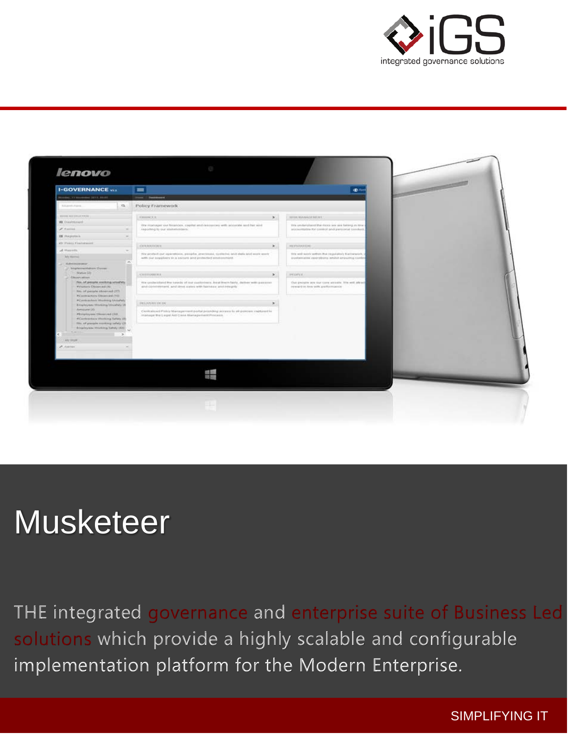iGS
integrated governance solutions

# Musketeer

THE integrated governance and enterprise suite of Business Led solutions which provide a highly scalable and configurable implementation platform for the Modern Enterprise.

SIMPLIFYING IT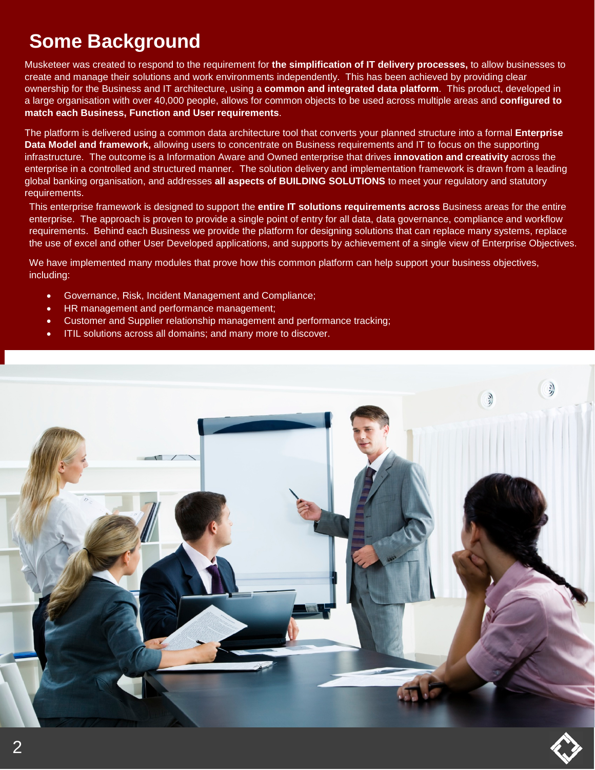# Some Background

Musketeer was created to respond to the requirement for **the simplification of IT delivery processes,** to allow businesses to create and manage their solutions and work environments independently. This has been achieved by providing clear ownership for the Business and IT architecture, using a **common and integrated data platform**. This product, developed in a large organisation with over 40,000 people, allows for common objects to be used across multiple areas and **configured to match each Business, Function and User requirements**.

The platform is delivered using a common data architecture tool that converts your planned structure into a formal **Enterprise Data Model and framework,** allowing users to concentrate on Business requirements and IT to focus on the supporting infrastructure. The outcome is a Information Aware and Owned enterprise that drives **innovation and creativity** across the enterprise in a controlled and structured manner. The solution delivery and implementation framework is drawn from a leading global banking organisation, and addresses **all aspects of BUILDING SOLUTIONS** to meet your regulatory and statutory requirements.

This enterprise framework is designed to support the **entire IT solutions requirements across** Business areas for the entire enterprise. The approach is proven to provide a single point of entry for all data, data governance, compliance and workflow requirements. Behind each Business we provide the platform for designing solutions that can replace many systems, replace the use of excel and other User Developed applications, and supports by achievement of a single view of Enterprise Objectives.

We have implemented many modules that prove how this common platform can help support your business objectives, including:

- Governance, Risk, Incident Management and Compliance;
- HR management and performance management;
- Customer and Supplier relationship management and performance tracking;
- ITIL solutions across all domains; and many more to discover.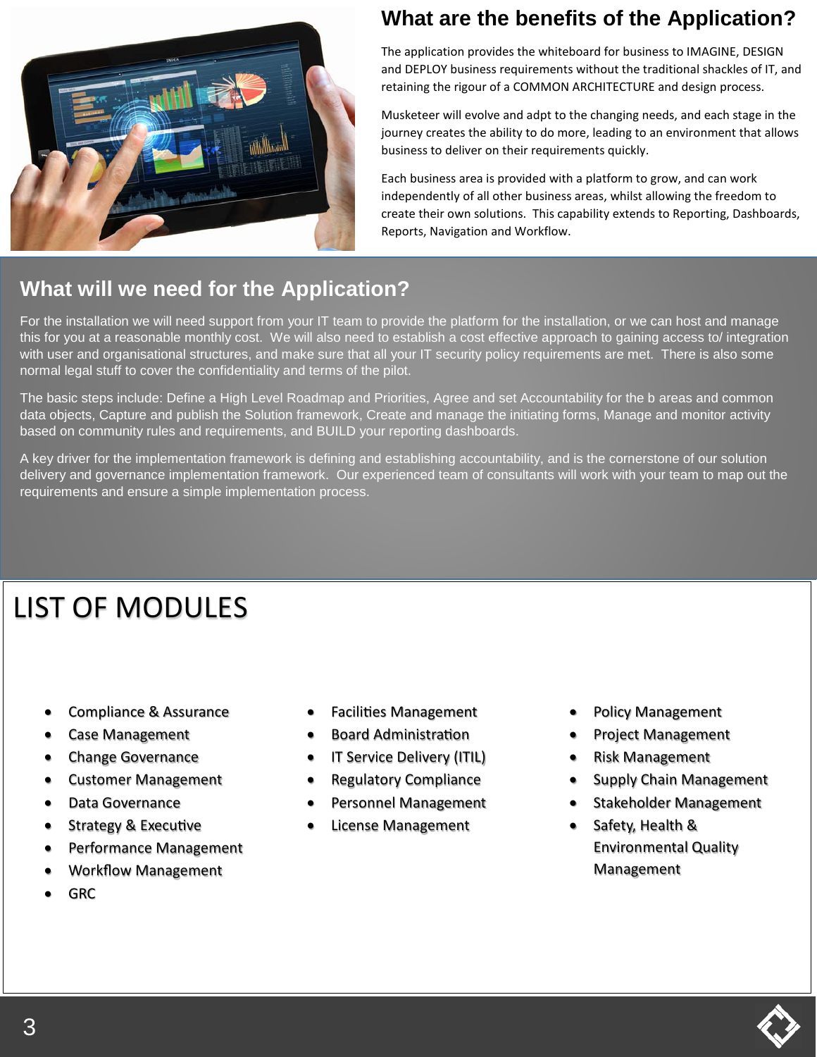## What are the benefits of the Application?

The application provides the whiteboard for business to IMAGINE, DESIGN and DEPLOY business requirements without the traditional shackles of IT, and retaining the rigour of a COMMON ARCHITECTURE and design process.

Musketeer will evolve and adpt to the changing needs, and each stage in the journey creates the ability to do more, leading to an environment that allows business to deliver on their requirements quickly.

Each business area is provided with a platform to grow, and can work independently of all other business areas, whilst allowing the freedom to create their own solutions. This capability extends to Reporting, Dashboards, Reports, Navigation and Workflow.

## What will we need for the Application?

For the installation we will need support from your IT team to provide the platform for the installation, or we can host and manage this for you at a reasonable monthly cost. We will also need to establish a cost effective approach to gaining access to/ integration with user and organisational structures, and make sure that all your IT security policy requirements are met. There is also some normal legal stuff to cover the confidentiality and terms of the pilot.

The basic steps include: Define a High Level Roadmap and Priorities, Agree and set Accountability for the b areas and common data objects, Capture and publish the Solution framework, Create and manage the initiating forms, Manage and monitor activity based on community rules and requirements, and BUILD your reporting dashboards.

A key driver for the implementation framework is defining and establishing accountability, and is the cornerstone of our solution delivery and governance implementation framework. Our experienced team of consultants will work with your team to map out the requirements and ensure a simple implementation process.

# LIST OF MODULES

- Compliance & Assurance
- Case Management
- Change Governance
- Customer Management
- Data Governance
- Strategy & Executive
- Performance Management
- Workflow Management
- GRC
- Facilities Management
- Board Administration
- IT Service Delivery (ITIL)
- Regulatory Compliance
- Personnel Management
- License Management
- Policy Management
- Project Management
- Risk Management
- Supply Chain Management
- Stakeholder Management
- Safety, Health & Environmental Quality Management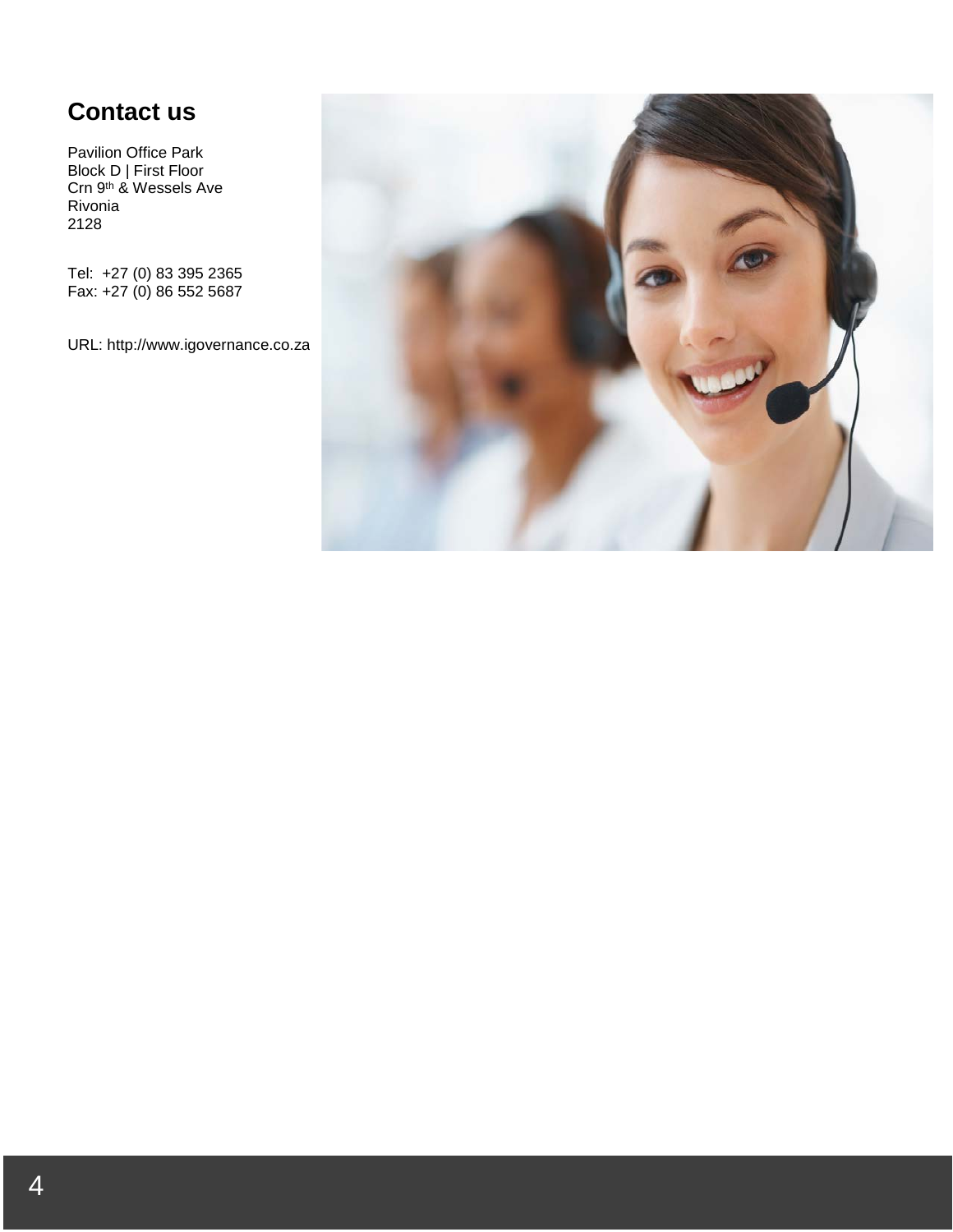## Contact us

Pavilion Office Park
Block D | First Floor
Crn 9th & Wessels Ave
Rivonia
2128

Tel: +27 (0) 83 395 2365
Fax: +27 (0) 86 552 5687

URL: http://www.igovernance.co.za